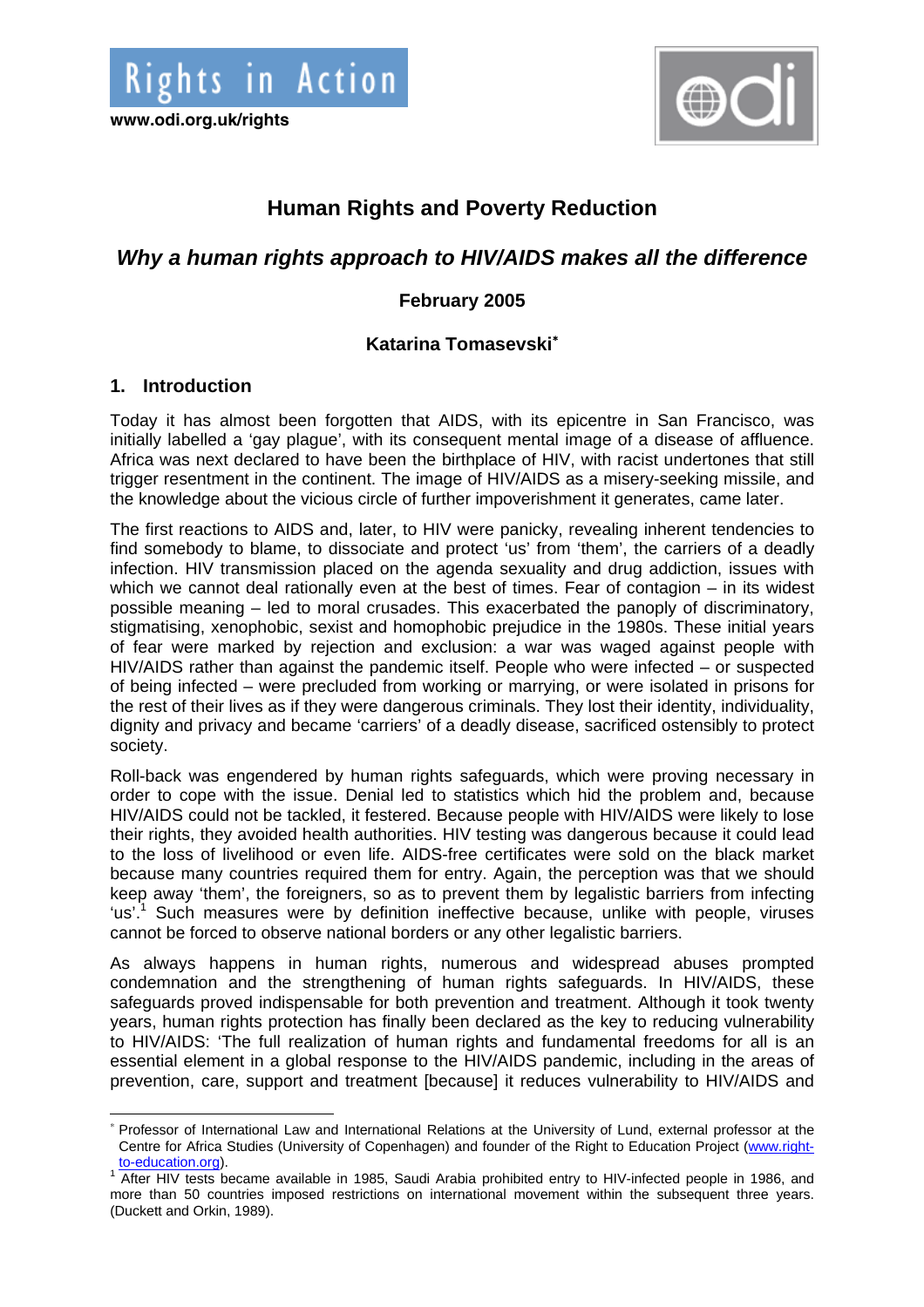Rights in Action

www.odi.org.uk/rights

# Human Rights and Poverty Reduction

## *Why a human rights approach to HIV/AIDS makes all the difference*

**February 2005**

**Katarina Tomasevski***

## 1. Introduction

Today it has almost been forgotten that AIDS, with its epicentre in San Francisco, was initially labelled a 'gay plague', with its consequent mental image of a disease of affluence. Africa was next declared to have been the birthplace of HIV, with racist undertones that still trigger resentment in the continent. The image of HIV/AIDS as a misery-seeking missile, and the knowledge about the vicious circle of further impoverishment it generates, came later.

The first reactions to AIDS and, later, to HIV were panicky, revealing inherent tendencies to find somebody to blame, to dissociate and protect 'us' from 'them', the carriers of a deadly infection. HIV transmission placed on the agenda sexuality and drug addiction, issues with which we cannot deal rationally even at the best of times. Fear of contagion – in its widest possible meaning – led to moral crusades. This exacerbated the panoply of discriminatory, stigmatising, xenophobic, sexist and homophobic prejudice in the 1980s. These initial years of fear were marked by rejection and exclusion: a war was waged against people with HIV/AIDS rather than against the pandemic itself. People who were infected – or suspected of being infected – were precluded from working or marrying, or were isolated in prisons for the rest of their lives as if they were dangerous criminals. They lost their identity, individuality, dignity and privacy and became 'carriers' of a deadly disease, sacrificed ostensibly to protect society.

Roll-back was engendered by human rights safeguards, which were proving necessary in order to cope with the issue. Denial led to statistics which hid the problem and, because HIV/AIDS could not be tackled, it festered. Because people with HIV/AIDS were likely to lose their rights, they avoided health authorities. HIV testing was dangerous because it could lead to the loss of livelihood or even life. AIDS-free certificates were sold on the black market because many countries required them for entry. Again, the perception was that we should keep away 'them', the foreigners, so as to prevent them by legalistic barriers from infecting 'us'.[1] Such measures were by definition ineffective because, unlike with people, viruses cannot be forced to observe national borders or any other legalistic barriers.

As always happens in human rights, numerous and widespread abuses prompted condemnation and the strengthening of human rights safeguards. In HIV/AIDS, these safeguards proved indispensable for both prevention and treatment. Although it took twenty years, human rights protection has finally been declared as the key to reducing vulnerability to HIV/AIDS: 'The full realization of human rights and fundamental freedoms for all is an essential element in a global response to the HIV/AIDS pandemic, including in the areas of prevention, care, support and treatment [because] it reduces vulnerability to HIV/AIDS and

---

\* Professor of International Law and International Relations at the University of Lund, external professor at the Centre for Africa Studies (University of Copenhagen) and founder of the Right to Education Project (www.right-to-education.org).

[1] After HIV tests became available in 1985, Saudi Arabia prohibited entry to HIV-infected people in 1986, and more than 50 countries imposed restrictions on international movement within the subsequent three years. (Duckett and Orkin, 1989).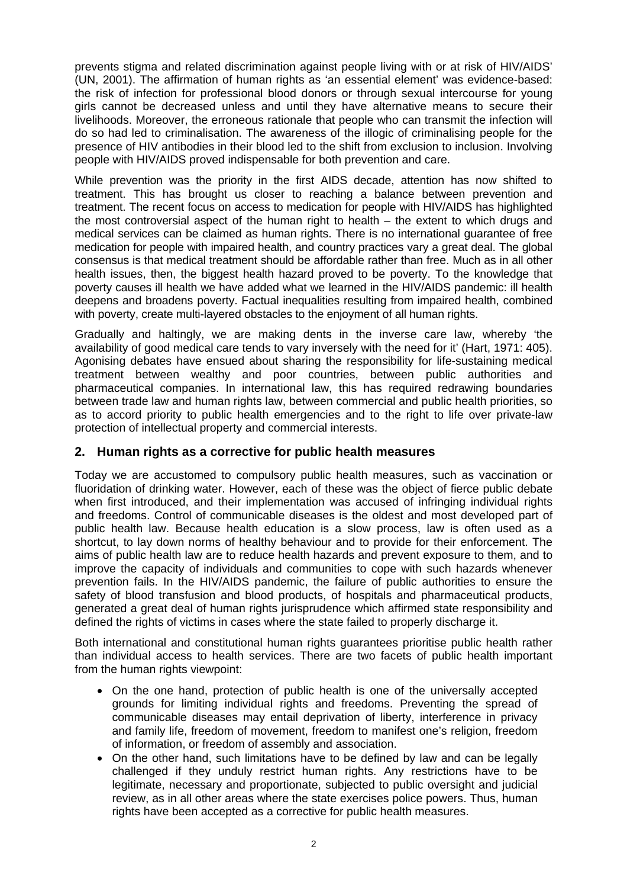prevents stigma and related discrimination against people living with or at risk of HIV/AIDS' (UN, 2001). The affirmation of human rights as 'an essential element' was evidence-based: the risk of infection for professional blood donors or through sexual intercourse for young girls cannot be decreased unless and until they have alternative means to secure their livelihoods. Moreover, the erroneous rationale that people who can transmit the infection will do so had led to criminalisation. The awareness of the illogic of criminalising people for the presence of HIV antibodies in their blood led to the shift from exclusion to inclusion. Involving people with HIV/AIDS proved indispensable for both prevention and care.

While prevention was the priority in the first AIDS decade, attention has now shifted to treatment. This has brought us closer to reaching a balance between prevention and treatment. The recent focus on access to medication for people with HIV/AIDS has highlighted the most controversial aspect of the human right to health – the extent to which drugs and medical services can be claimed as human rights. There is no international guarantee of free medication for people with impaired health, and country practices vary a great deal. The global consensus is that medical treatment should be affordable rather than free. Much as in all other health issues, then, the biggest health hazard proved to be poverty. To the knowledge that poverty causes ill health we have added what we learned in the HIV/AIDS pandemic: ill health deepens and broadens poverty. Factual inequalities resulting from impaired health, combined with poverty, create multi-layered obstacles to the enjoyment of all human rights.

Gradually and haltingly, we are making dents in the inverse care law, whereby 'the availability of good medical care tends to vary inversely with the need for it' (Hart, 1971: 405). Agonising debates have ensued about sharing the responsibility for life-sustaining medical treatment between wealthy and poor countries, between public authorities and pharmaceutical companies. In international law, this has required redrawing boundaries between trade law and human rights law, between commercial and public health priorities, so as to accord priority to public health emergencies and to the right to life over private-law protection of intellectual property and commercial interests.

## 2. Human rights as a corrective for public health measures

Today we are accustomed to compulsory public health measures, such as vaccination or fluoridation of drinking water. However, each of these was the object of fierce public debate when first introduced, and their implementation was accused of infringing individual rights and freedoms. Control of communicable diseases is the oldest and most developed part of public health law. Because health education is a slow process, law is often used as a shortcut, to lay down norms of healthy behaviour and to provide for their enforcement. The aims of public health law are to reduce health hazards and prevent exposure to them, and to improve the capacity of individuals and communities to cope with such hazards whenever prevention fails. In the HIV/AIDS pandemic, the failure of public authorities to ensure the safety of blood transfusion and blood products, of hospitals and pharmaceutical products, generated a great deal of human rights jurisprudence which affirmed state responsibility and defined the rights of victims in cases where the state failed to properly discharge it.

Both international and constitutional human rights guarantees prioritise public health rather than individual access to health services. There are two facets of public health important from the human rights viewpoint:

- On the one hand, protection of public health is one of the universally accepted grounds for limiting individual rights and freedoms. Preventing the spread of communicable diseases may entail deprivation of liberty, interference in privacy and family life, freedom of movement, freedom to manifest one's religion, freedom of information, or freedom of assembly and association.
- On the other hand, such limitations have to be defined by law and can be legally challenged if they unduly restrict human rights. Any restrictions have to be legitimate, necessary and proportionate, subjected to public oversight and judicial review, as in all other areas where the state exercises police powers. Thus, human rights have been accepted as a corrective for public health measures.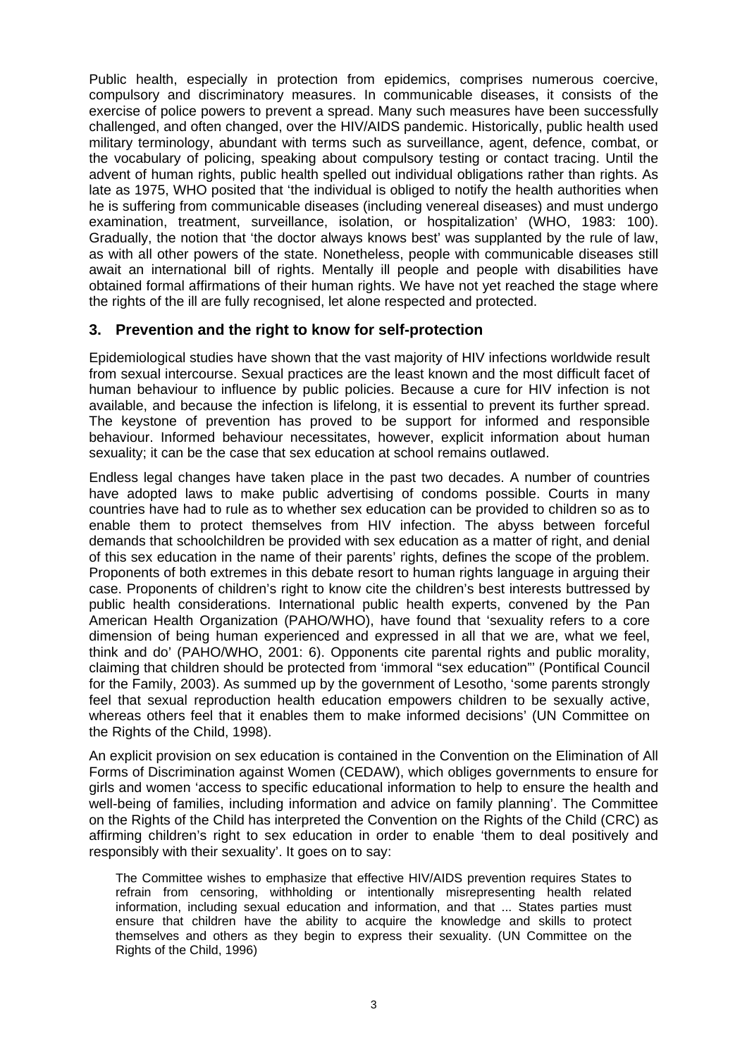Public health, especially in protection from epidemics, comprises numerous coercive, compulsory and discriminatory measures. In communicable diseases, it consists of the exercise of police powers to prevent a spread. Many such measures have been successfully challenged, and often changed, over the HIV/AIDS pandemic. Historically, public health used military terminology, abundant with terms such as surveillance, agent, defence, combat, or the vocabulary of policing, speaking about compulsory testing or contact tracing. Until the advent of human rights, public health spelled out individual obligations rather than rights. As late as 1975, WHO posited that 'the individual is obliged to notify the health authorities when he is suffering from communicable diseases (including venereal diseases) and must undergo examination, treatment, surveillance, isolation, or hospitalization' (WHO, 1983: 100). Gradually, the notion that 'the doctor always knows best' was supplanted by the rule of law, as with all other powers of the state. Nonetheless, people with communicable diseases still await an international bill of rights. Mentally ill people and people with disabilities have obtained formal affirmations of their human rights. We have not yet reached the stage where the rights of the ill are fully recognised, let alone respected and protected.

## 3. Prevention and the right to know for self-protection

Epidemiological studies have shown that the vast majority of HIV infections worldwide result from sexual intercourse. Sexual practices are the least known and the most difficult facet of human behaviour to influence by public policies. Because a cure for HIV infection is not available, and because the infection is lifelong, it is essential to prevent its further spread. The keystone of prevention has proved to be support for informed and responsible behaviour. Informed behaviour necessitates, however, explicit information about human sexuality; it can be the case that sex education at school remains outlawed.

Endless legal changes have taken place in the past two decades. A number of countries have adopted laws to make public advertising of condoms possible. Courts in many countries have had to rule as to whether sex education can be provided to children so as to enable them to protect themselves from HIV infection. The abyss between forceful demands that schoolchildren be provided with sex education as a matter of right, and denial of this sex education in the name of their parents' rights, defines the scope of the problem. Proponents of both extremes in this debate resort to human rights language in arguing their case. Proponents of children's right to know cite the children's best interests buttressed by public health considerations. International public health experts, convened by the Pan American Health Organization (PAHO/WHO), have found that 'sexuality refers to a core dimension of being human experienced and expressed in all that we are, what we feel, think and do' (PAHO/WHO, 2001: 6). Opponents cite parental rights and public morality, claiming that children should be protected from 'immoral "sex education"' (Pontifical Council for the Family, 2003). As summed up by the government of Lesotho, 'some parents strongly feel that sexual reproduction health education empowers children to be sexually active, whereas others feel that it enables them to make informed decisions' (UN Committee on the Rights of the Child, 1998).

An explicit provision on sex education is contained in the Convention on the Elimination of All Forms of Discrimination against Women (CEDAW), which obliges governments to ensure for girls and women 'access to specific educational information to help to ensure the health and well-being of families, including information and advice on family planning'. The Committee on the Rights of the Child has interpreted the Convention on the Rights of the Child (CRC) as affirming children's right to sex education in order to enable 'them to deal positively and responsibly with their sexuality'. It goes on to say:

> The Committee wishes to emphasize that effective HIV/AIDS prevention requires States to refrain from censoring, withholding or intentionally misrepresenting health related information, including sexual education and information, and that ... States parties must ensure that children have the ability to acquire the knowledge and skills to protect themselves and others as they begin to express their sexuality. (UN Committee on the Rights of the Child, 1996)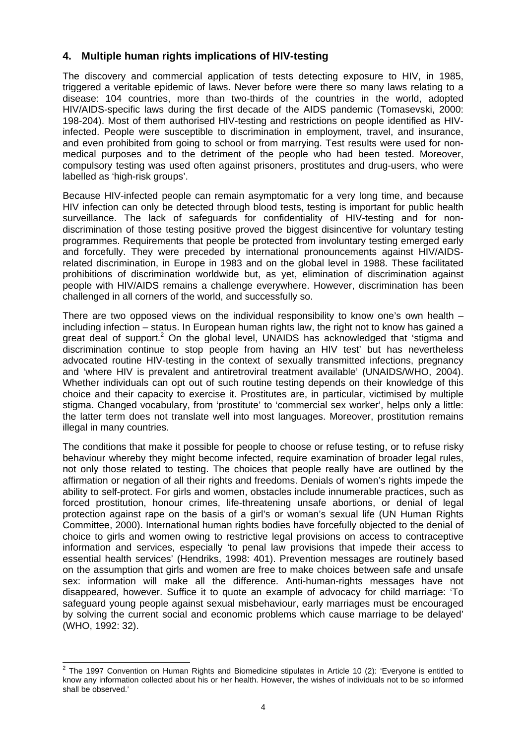## 4. Multiple human rights implications of HIV-testing

The discovery and commercial application of tests detecting exposure to HIV, in 1985, triggered a veritable epidemic of laws. Never before were there so many laws relating to a disease: 104 countries, more than two-thirds of the countries in the world, adopted HIV/AIDS-specific laws during the first decade of the AIDS pandemic (Tomasevski, 2000: 198-204). Most of them authorised HIV-testing and restrictions on people identified as HIV-infected. People were susceptible to discrimination in employment, travel, and insurance, and even prohibited from going to school or from marrying. Test results were used for non-medical purposes and to the detriment of the people who had been tested. Moreover, compulsory testing was used often against prisoners, prostitutes and drug-users, who were labelled as 'high-risk groups'.

Because HIV-infected people can remain asymptomatic for a very long time, and because HIV infection can only be detected through blood tests, testing is important for public health surveillance. The lack of safeguards for confidentiality of HIV-testing and for non-discrimination of those testing positive proved the biggest disincentive for voluntary testing programmes. Requirements that people be protected from involuntary testing emerged early and forcefully. They were preceded by international pronouncements against HIV/AIDS-related discrimination, in Europe in 1983 and on the global level in 1988. These facilitated prohibitions of discrimination worldwide but, as yet, elimination of discrimination against people with HIV/AIDS remains a challenge everywhere. However, discrimination has been challenged in all corners of the world, and successfully so.

There are two opposed views on the individual responsibility to know one's own health – including infection – status. In European human rights law, the right not to know has gained a great deal of support.[2] On the global level, UNAIDS has acknowledged that 'stigma and discrimination continue to stop people from having an HIV test' but has nevertheless advocated routine HIV-testing in the context of sexually transmitted infections, pregnancy and 'where HIV is prevalent and antiretroviral treatment available' (UNAIDS/WHO, 2004). Whether individuals can opt out of such routine testing depends on their knowledge of this choice and their capacity to exercise it. Prostitutes are, in particular, victimised by multiple stigma. Changed vocabulary, from 'prostitute' to 'commercial sex worker', helps only a little: the latter term does not translate well into most languages. Moreover, prostitution remains illegal in many countries.

The conditions that make it possible for people to choose or refuse testing, or to refuse risky behaviour whereby they might become infected, require examination of broader legal rules, not only those related to testing. The choices that people really have are outlined by the affirmation or negation of all their rights and freedoms. Denials of women's rights impede the ability to self-protect. For girls and women, obstacles include innumerable practices, such as forced prostitution, honour crimes, life-threatening unsafe abortions, or denial of legal protection against rape on the basis of a girl's or woman's sexual life (UN Human Rights Committee, 2000). International human rights bodies have forcefully objected to the denial of choice to girls and women owing to restrictive legal provisions on access to contraceptive information and services, especially 'to penal law provisions that impede their access to essential health services' (Hendriks, 1998: 401). Prevention messages are routinely based on the assumption that girls and women are free to make choices between safe and unsafe sex: information will make all the difference. Anti-human-rights messages have not disappeared, however. Suffice it to quote an example of advocacy for child marriage: 'To safeguard young people against sexual misbehaviour, early marriages must be encouraged by solving the current social and economic problems which cause marriage to be delayed' (WHO, 1992: 32).

---

[2] The 1997 Convention on Human Rights and Biomedicine stipulates in Article 10 (2): 'Everyone is entitled to know any information collected about his or her health. However, the wishes of individuals not to be so informed shall be observed.'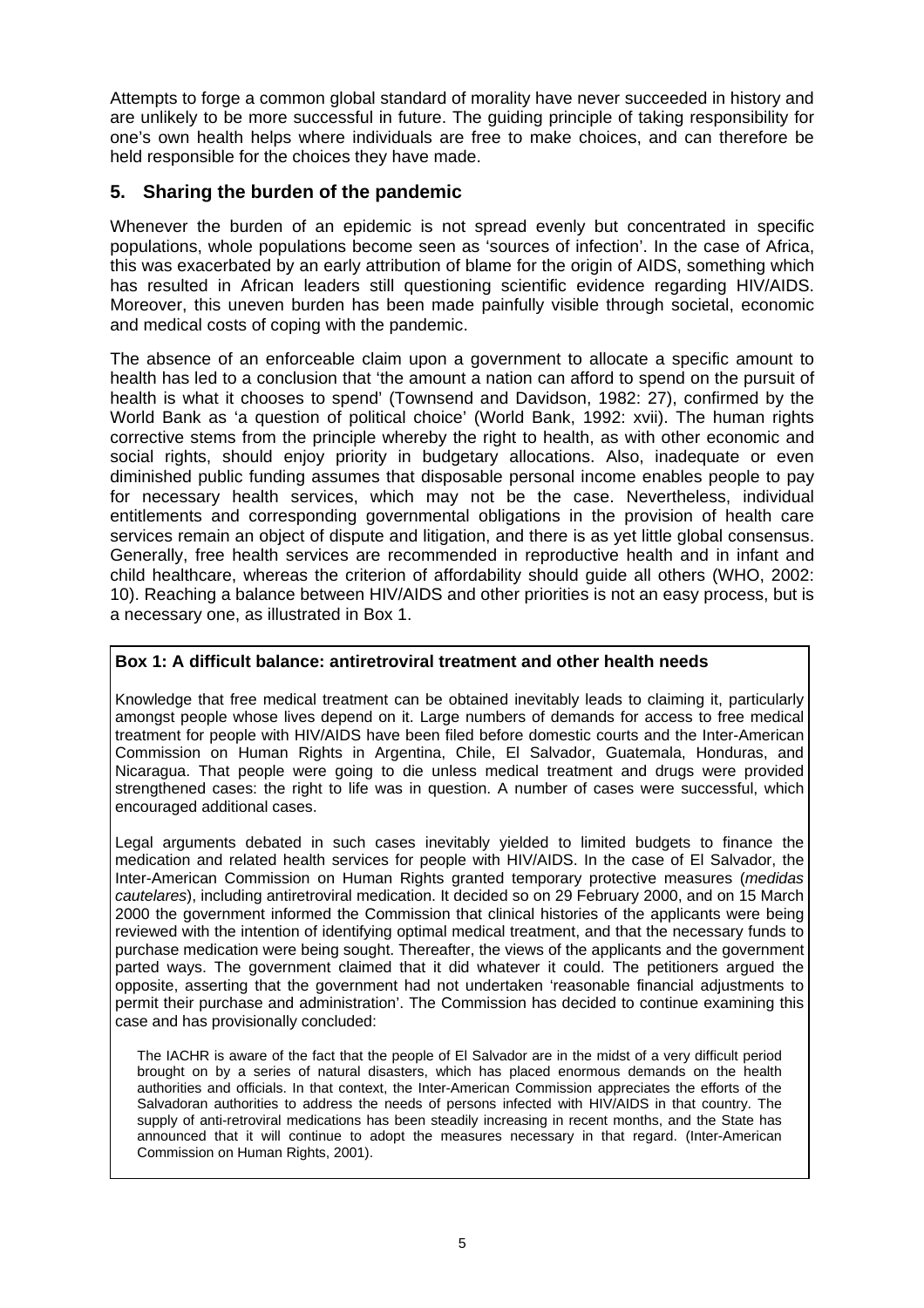Attempts to forge a common global standard of morality have never succeeded in history and are unlikely to be more successful in future. The guiding principle of taking responsibility for one's own health helps where individuals are free to make choices, and can therefore be held responsible for the choices they have made.

## 5. Sharing the burden of the pandemic

Whenever the burden of an epidemic is not spread evenly but concentrated in specific populations, whole populations become seen as 'sources of infection'. In the case of Africa, this was exacerbated by an early attribution of blame for the origin of AIDS, something which has resulted in African leaders still questioning scientific evidence regarding HIV/AIDS. Moreover, this uneven burden has been made painfully visible through societal, economic and medical costs of coping with the pandemic.

The absence of an enforceable claim upon a government to allocate a specific amount to health has led to a conclusion that 'the amount a nation can afford to spend on the pursuit of health is what it chooses to spend' (Townsend and Davidson, 1982: 27), confirmed by the World Bank as 'a question of political choice' (World Bank, 1992: xvii). The human rights corrective stems from the principle whereby the right to health, as with other economic and social rights, should enjoy priority in budgetary allocations. Also, inadequate or even diminished public funding assumes that disposable personal income enables people to pay for necessary health services, which may not be the case. Nevertheless, individual entitlements and corresponding governmental obligations in the provision of health care services remain an object of dispute and litigation, and there is as yet little global consensus. Generally, free health services are recommended in reproductive health and in infant and child healthcare, whereas the criterion of affordability should guide all others (WHO, 2002: 10). Reaching a balance between HIV/AIDS and other priorities is not an easy process, but is a necessary one, as illustrated in Box 1.

**Box 1: A difficult balance: antiretroviral treatment and other health needs**

Knowledge that free medical treatment can be obtained inevitably leads to claiming it, particularly amongst people whose lives depend on it. Large numbers of demands for access to free medical treatment for people with HIV/AIDS have been filed before domestic courts and the Inter-American Commission on Human Rights in Argentina, Chile, El Salvador, Guatemala, Honduras, and Nicaragua. That people were going to die unless medical treatment and drugs were provided strengthened cases: the right to life was in question. A number of cases were successful, which encouraged additional cases.

Legal arguments debated in such cases inevitably yielded to limited budgets to finance the medication and related health services for people with HIV/AIDS. In the case of El Salvador, the Inter-American Commission on Human Rights granted temporary protective measures (*medidas cautelares*), including antiretroviral medication. It decided so on 29 February 2000, and on 15 March 2000 the government informed the Commission that clinical histories of the applicants were being reviewed with the intention of identifying optimal medical treatment, and that the necessary funds to purchase medication were being sought. Thereafter, the views of the applicants and the government parted ways. The government claimed that it did whatever it could. The petitioners argued the opposite, asserting that the government had not undertaken 'reasonable financial adjustments to permit their purchase and administration'. The Commission has decided to continue examining this case and has provisionally concluded:

> The IACHR is aware of the fact that the people of El Salvador are in the midst of a very difficult period brought on by a series of natural disasters, which has placed enormous demands on the health authorities and officials. In that context, the Inter-American Commission appreciates the efforts of the Salvadoran authorities to address the needs of persons infected with HIV/AIDS in that country. The supply of anti-retroviral medications has been steadily increasing in recent months, and the State has announced that it will continue to adopt the measures necessary in that regard. (Inter-American Commission on Human Rights, 2001).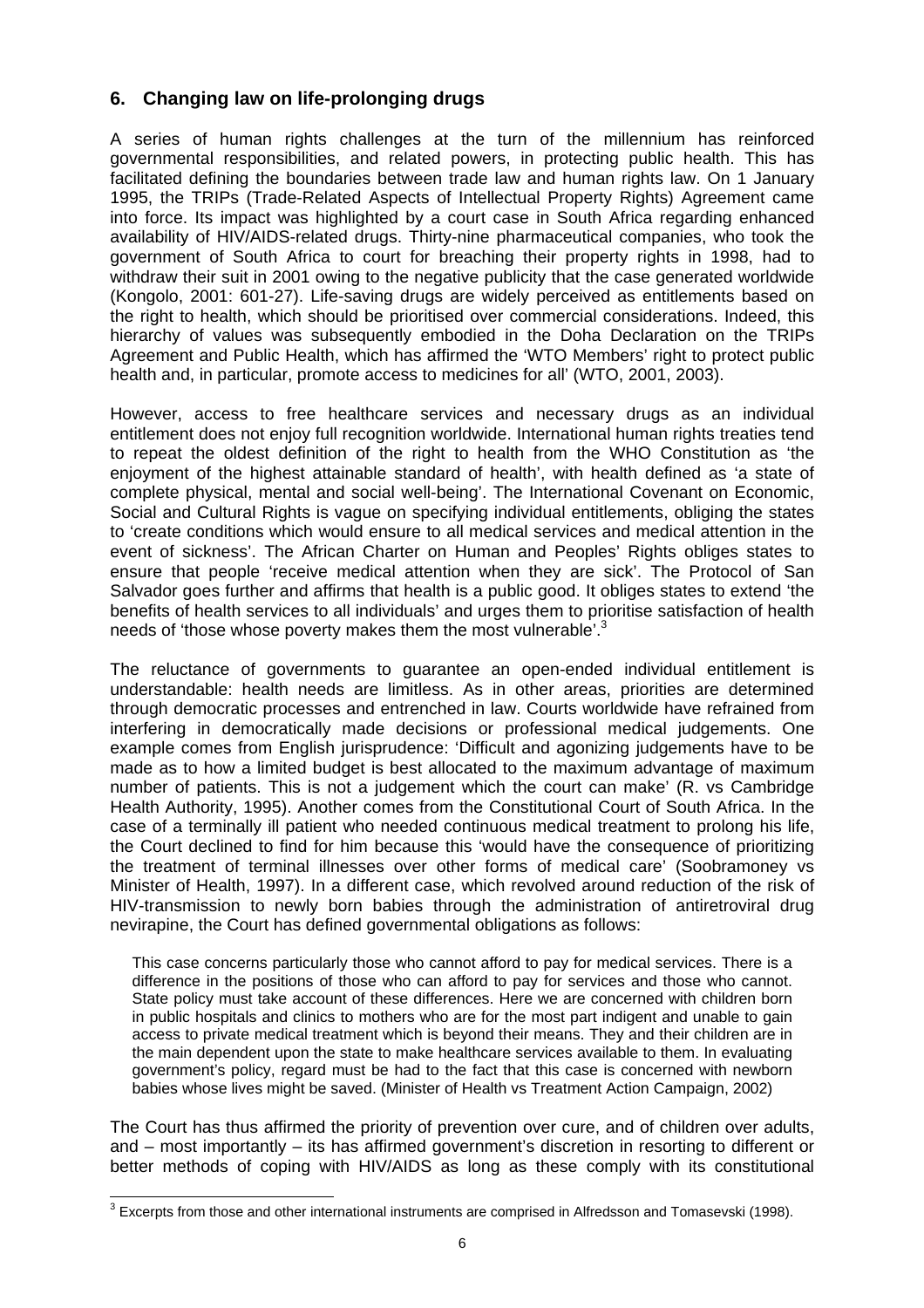## 6. Changing law on life-prolonging drugs

A series of human rights challenges at the turn of the millennium has reinforced governmental responsibilities, and related powers, in protecting public health. This has facilitated defining the boundaries between trade law and human rights law. On 1 January 1995, the TRIPs (Trade-Related Aspects of Intellectual Property Rights) Agreement came into force. Its impact was highlighted by a court case in South Africa regarding enhanced availability of HIV/AIDS-related drugs. Thirty-nine pharmaceutical companies, who took the government of South Africa to court for breaching their property rights in 1998, had to withdraw their suit in 2001 owing to the negative publicity that the case generated worldwide (Kongolo, 2001: 601-27). Life-saving drugs are widely perceived as entitlements based on the right to health, which should be prioritised over commercial considerations. Indeed, this hierarchy of values was subsequently embodied in the Doha Declaration on the TRIPs Agreement and Public Health, which has affirmed the 'WTO Members' right to protect public health and, in particular, promote access to medicines for all' (WTO, 2001, 2003).

However, access to free healthcare services and necessary drugs as an individual entitlement does not enjoy full recognition worldwide. International human rights treaties tend to repeat the oldest definition of the right to health from the WHO Constitution as 'the enjoyment of the highest attainable standard of health', with health defined as 'a state of complete physical, mental and social well-being'. The International Covenant on Economic, Social and Cultural Rights is vague on specifying individual entitlements, obliging the states to 'create conditions which would ensure to all medical services and medical attention in the event of sickness'. The African Charter on Human and Peoples' Rights obliges states to ensure that people 'receive medical attention when they are sick'. The Protocol of San Salvador goes further and affirms that health is a public good. It obliges states to extend 'the benefits of health services to all individuals' and urges them to prioritise satisfaction of health needs of 'those whose poverty makes them the most vulnerable'.[3]

The reluctance of governments to guarantee an open-ended individual entitlement is understandable: health needs are limitless. As in other areas, priorities are determined through democratic processes and entrenched in law. Courts worldwide have refrained from interfering in democratically made decisions or professional medical judgements. One example comes from English jurisprudence: 'Difficult and agonizing judgements have to be made as to how a limited budget is best allocated to the maximum advantage of maximum number of patients. This is not a judgement which the court can make' (R. vs Cambridge Health Authority, 1995). Another comes from the Constitutional Court of South Africa. In the case of a terminally ill patient who needed continuous medical treatment to prolong his life, the Court declined to find for him because this 'would have the consequence of prioritizing the treatment of terminal illnesses over other forms of medical care' (Soobramoney vs Minister of Health, 1997). In a different case, which revolved around reduction of the risk of HIV-transmission to newly born babies through the administration of antiretroviral drug nevirapine, the Court has defined governmental obligations as follows:

> This case concerns particularly those who cannot afford to pay for medical services. There is a difference in the positions of those who can afford to pay for services and those who cannot. State policy must take account of these differences. Here we are concerned with children born in public hospitals and clinics to mothers who are for the most part indigent and unable to gain access to private medical treatment which is beyond their means. They and their children are in the main dependent upon the state to make healthcare services available to them. In evaluating government's policy, regard must be had to the fact that this case is concerned with newborn babies whose lives might be saved. (Minister of Health vs Treatment Action Campaign, 2002)

The Court has thus affirmed the priority of prevention over cure, and of children over adults, and – most importantly – its has affirmed government's discretion in resorting to different or better methods of coping with HIV/AIDS as long as these comply with its constitutional

[3] Excerpts from those and other international instruments are comprised in Alfredsson and Tomasevski (1998).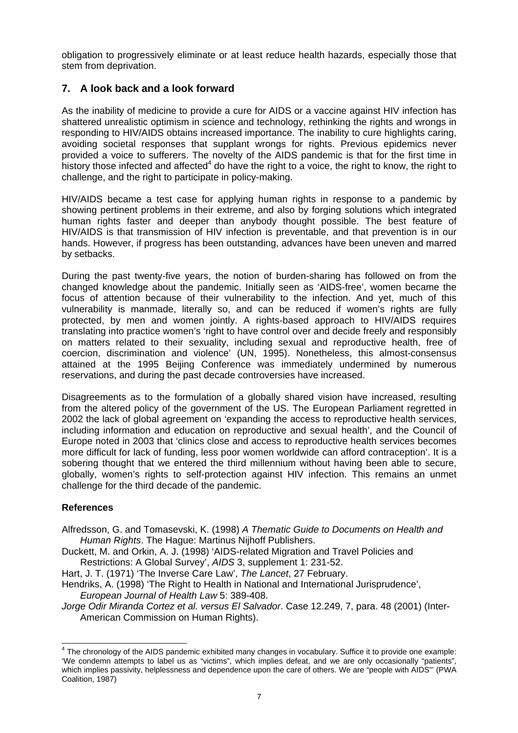obligation to progressively eliminate or at least reduce health hazards, especially those that stem from deprivation.

## 7. A look back and a look forward

As the inability of medicine to provide a cure for AIDS or a vaccine against HIV infection has shattered unrealistic optimism in science and technology, rethinking the rights and wrongs in responding to HIV/AIDS obtains increased importance. The inability to cure highlights caring, avoiding societal responses that supplant wrongs for rights. Previous epidemics never provided a voice to sufferers. The novelty of the AIDS pandemic is that for the first time in history those infected and affected[4] do have the right to a voice, the right to know, the right to challenge, and the right to participate in policy-making.

HIV/AIDS became a test case for applying human rights in response to a pandemic by showing pertinent problems in their extreme, and also by forging solutions which integrated human rights faster and deeper than anybody thought possible. The best feature of HIV/AIDS is that transmission of HIV infection is preventable, and that prevention is in our hands. However, if progress has been outstanding, advances have been uneven and marred by setbacks.

During the past twenty-five years, the notion of burden-sharing has followed on from the changed knowledge about the pandemic. Initially seen as 'AIDS-free', women became the focus of attention because of their vulnerability to the infection. And yet, much of this vulnerability is manmade, literally so, and can be reduced if women's rights are fully protected, by men and women jointly. A rights-based approach to HIV/AIDS requires translating into practice women's 'right to have control over and decide freely and responsibly on matters related to their sexuality, including sexual and reproductive health, free of coercion, discrimination and violence' (UN, 1995). Nonetheless, this almost-consensus attained at the 1995 Beijing Conference was immediately undermined by numerous reservations, and during the past decade controversies have increased.

Disagreements as to the formulation of a globally shared vision have increased, resulting from the altered policy of the government of the US. The European Parliament regretted in 2002 the lack of global agreement on 'expanding the access to reproductive health services, including information and education on reproductive and sexual health', and the Council of Europe noted in 2003 that 'clinics close and access to reproductive health services becomes more difficult for lack of funding, less poor women worldwide can afford contraception'. It is a sobering thought that we entered the third millennium without having been able to secure, globally, women's rights to self-protection against HIV infection. This remains an unmet challenge for the third decade of the pandemic.

### References

Alfredsson, G. and Tomasevski, K. (1998) *A Thematic Guide to Documents on Health and Human Rights*. The Hague: Martinus Nijhoff Publishers.

Duckett, M. and Orkin, A. J. (1998) 'AIDS-related Migration and Travel Policies and Restrictions: A Global Survey', *AIDS* 3, supplement 1: 231-52.

Hart, J. T. (1971) 'The Inverse Care Law', *The Lancet*, 27 February.

Hendriks, A. (1998) 'The Right to Health in National and International Jurisprudence', *European Journal of Health Law* 5: 389-408.

*Jorge Odir Miranda Cortez et al. versus El Salvador*. Case 12.249, 7, para. 48 (2001) (Inter-American Commission on Human Rights).

---

[4] The chronology of the AIDS pandemic exhibited many changes in vocabulary. Suffice it to provide one example: 'We condemn attempts to label us as "victims", which implies defeat, and we are only occasionally "patients", which implies passivity, helplessness and dependence upon the care of others. We are "people with AIDS"' (PWA Coalition, 1987)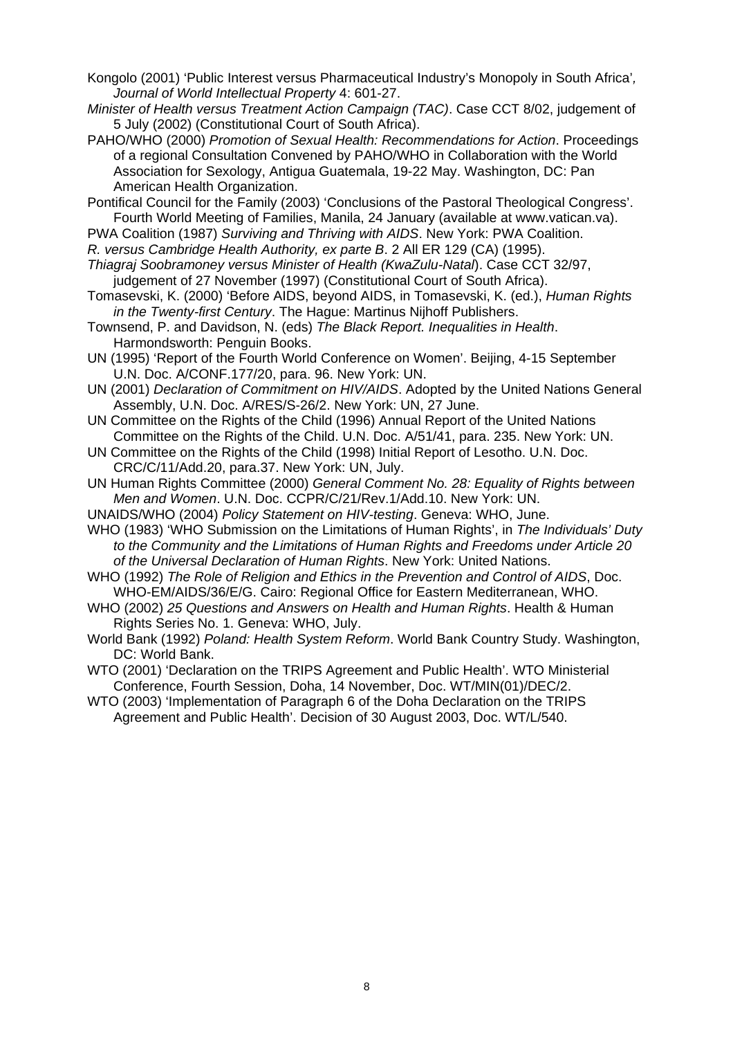Kongolo (2001) 'Public Interest versus Pharmaceutical Industry's Monopoly in South Africa', *Journal of World Intellectual Property* 4: 601-27.

*Minister of Health versus Treatment Action Campaign (TAC)*. Case CCT 8/02, judgement of 5 July (2002) (Constitutional Court of South Africa).

PAHO/WHO (2000) *Promotion of Sexual Health: Recommendations for Action*. Proceedings of a regional Consultation Convened by PAHO/WHO in Collaboration with the World Association for Sexology, Antigua Guatemala, 19-22 May. Washington, DC: Pan American Health Organization.

Pontifical Council for the Family (2003) 'Conclusions of the Pastoral Theological Congress'. Fourth World Meeting of Families, Manila, 24 January (available at www.vatican.va).

PWA Coalition (1987) *Surviving and Thriving with AIDS*. New York: PWA Coalition.

*R. versus Cambridge Health Authority, ex parte B*. 2 All ER 129 (CA) (1995).

*Thiagraj Soobramoney versus Minister of Health (KwaZulu-Natal*). Case CCT 32/97, judgement of 27 November (1997) (Constitutional Court of South Africa).

Tomasevski, K. (2000) 'Before AIDS, beyond AIDS, in Tomasevski, K. (ed.), *Human Rights in the Twenty-first Century*. The Hague: Martinus Nijhoff Publishers.

Townsend, P. and Davidson, N. (eds) *The Black Report. Inequalities in Health*. Harmondsworth: Penguin Books.

UN (1995) 'Report of the Fourth World Conference on Women'. Beijing, 4-15 September U.N. Doc. A/CONF.177/20, para. 96. New York: UN.

UN (2001) *Declaration of Commitment on HIV/AIDS*. Adopted by the United Nations General Assembly, U.N. Doc. A/RES/S-26/2. New York: UN, 27 June.

UN Committee on the Rights of the Child (1996) Annual Report of the United Nations Committee on the Rights of the Child. U.N. Doc. A/51/41, para. 235. New York: UN.

UN Committee on the Rights of the Child (1998) Initial Report of Lesotho. U.N. Doc. CRC/C/11/Add.20, para.37. New York: UN, July.

UN Human Rights Committee (2000) *General Comment No. 28: Equality of Rights between Men and Women*. U.N. Doc. CCPR/C/21/Rev.1/Add.10. New York: UN.

UNAIDS/WHO (2004) *Policy Statement on HIV-testing*. Geneva: WHO, June.

WHO (1983) 'WHO Submission on the Limitations of Human Rights', in *The Individuals' Duty to the Community and the Limitations of Human Rights and Freedoms under Article 20 of the Universal Declaration of Human Rights*. New York: United Nations.

WHO (1992) *The Role of Religion and Ethics in the Prevention and Control of AIDS*, Doc. WHO-EM/AIDS/36/E/G. Cairo: Regional Office for Eastern Mediterranean, WHO.

WHO (2002) *25 Questions and Answers on Health and Human Rights*. Health & Human Rights Series No. 1. Geneva: WHO, July.

World Bank (1992) *Poland: Health System Reform*. World Bank Country Study. Washington, DC: World Bank.

WTO (2001) 'Declaration on the TRIPS Agreement and Public Health'. WTO Ministerial Conference, Fourth Session, Doha, 14 November, Doc. WT/MIN(01)/DEC/2.

WTO (2003) 'Implementation of Paragraph 6 of the Doha Declaration on the TRIPS Agreement and Public Health'. Decision of 30 August 2003, Doc. WT/L/540.